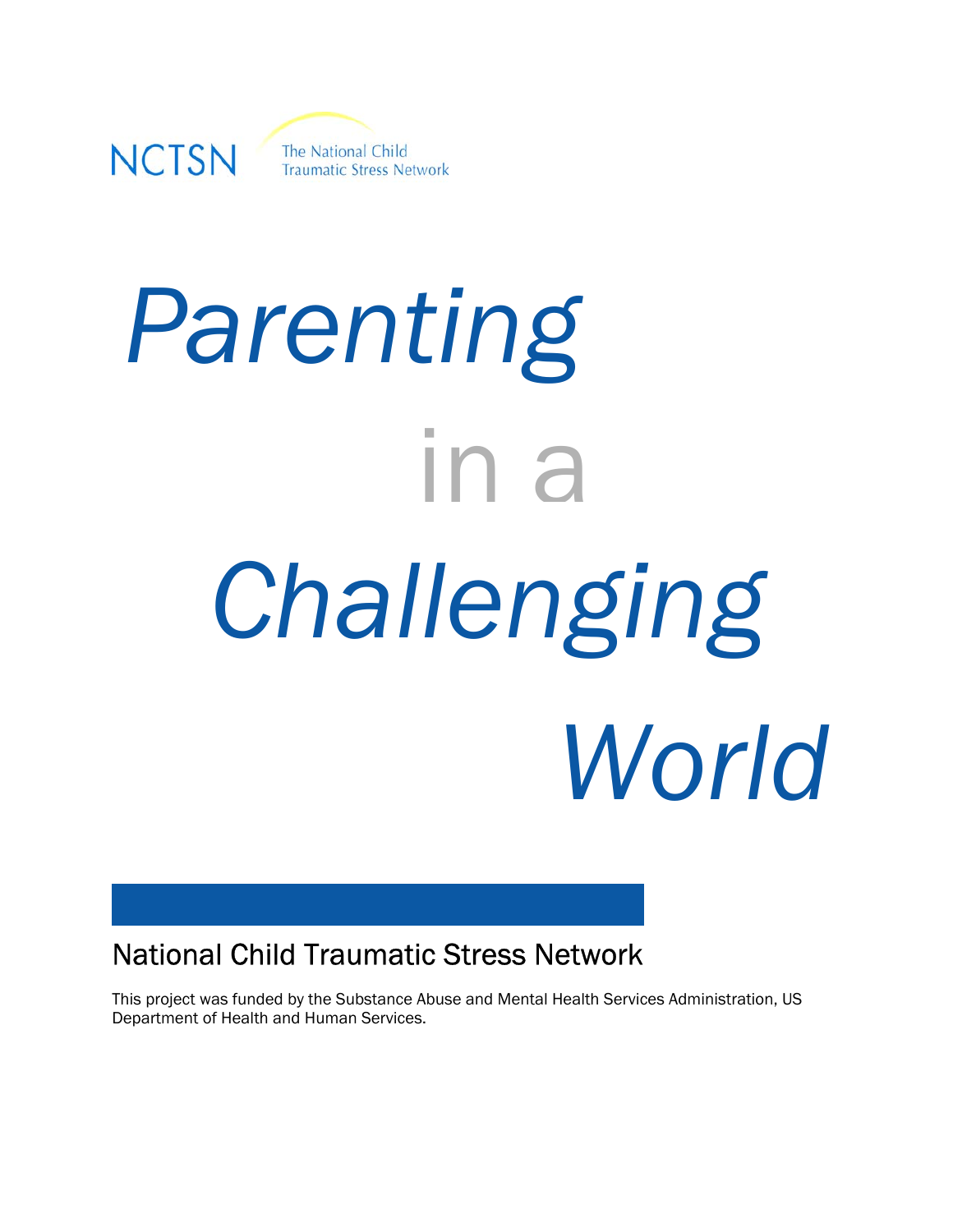NCTSN The National Child Traumatic Stress Network

# *Parenting* in a *Challenging World*

## National Child Traumatic Stress Network

This project was funded by the Substance Abuse and Mental Health Services Administration, US Department of Health and Human Services.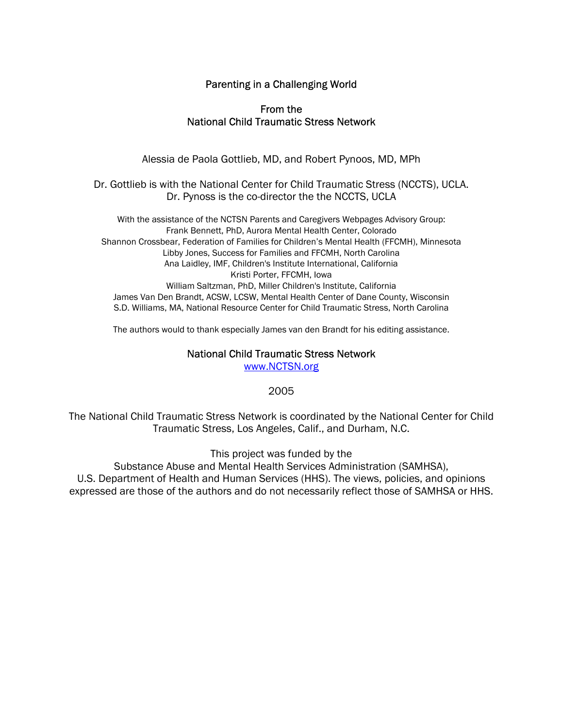# Parenting in a Challenging World

## From the National Child Traumatic Stress Network

Alessia de Paola Gottlieb, MD, and Robert Pynoos, MD, MPh

Dr. Gottlieb is with the National Center for Child Traumatic Stress (NCCTS), UCLA.
Dr. Pynoss is the co-director the the NCCTS, UCLA

With the assistance of the NCTSN Parents and Caregivers Webpages Advisory Group:
Frank Bennett, PhD, Aurora Mental Health Center, Colorado
Shannon Crossbear, Federation of Families for Children's Mental Health (FFCMH), Minnesota
Libby Jones, Success for Families and FFCMH, North Carolina
Ana Laidley, IMF, Children's Institute International, California
Kristi Porter, FFCMH, Iowa
William Saltzman, PhD, Miller Children's Institute, California
James Van Den Brandt, ACSW, LCSW, Mental Health Center of Dane County, Wisconsin
S.D. Williams, MA, National Resource Center for Child Traumatic Stress, North Carolina

The authors would to thank especially James van den Brandt for his editing assistance.

National Child Traumatic Stress Network
www.NCTSN.org

2005

The National Child Traumatic Stress Network is coordinated by the National Center for Child Traumatic Stress, Los Angeles, Calif., and Durham, N.C.

This project was funded by the
Substance Abuse and Mental Health Services Administration (SAMHSA),
U.S. Department of Health and Human Services (HHS). The views, policies, and opinions expressed are those of the authors and do not necessarily reflect those of SAMHSA or HHS.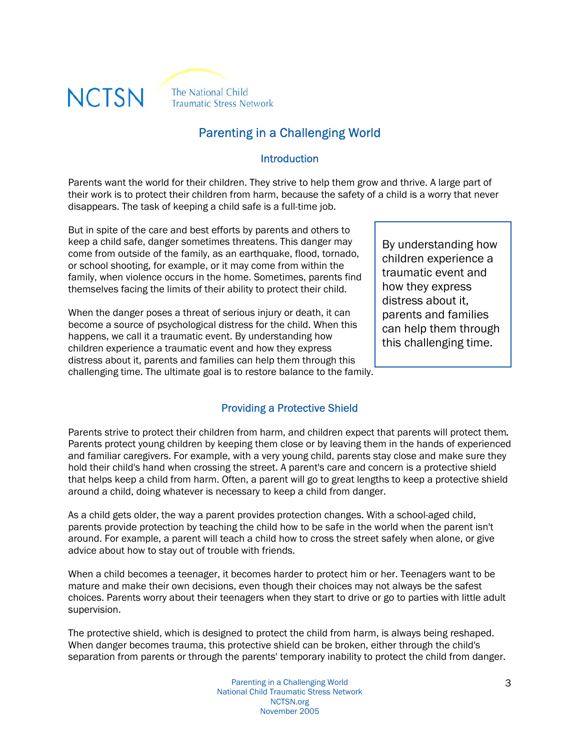NCTSN The National Child Traumatic Stress Network

# Parenting in a Challenging World

## Introduction

Parents want the world for their children. They strive to help them grow and thrive. A large part of their work is to protect their children from harm, because the safety of a child is a worry that never disappears. The task of keeping a child safe is a full-time job.

But in spite of the care and best efforts by parents and others to keep a child safe, danger sometimes threatens. This danger may come from outside of the family, as an earthquake, flood, tornado, or school shooting, for example, or it may come from within the family, when violence occurs in the home. Sometimes, parents find themselves facing the limits of their ability to protect their child.

When the danger poses a threat of serious injury or death, it can become a source of psychological distress for the child. When this happens, we call it a traumatic event. By understanding how children experience a traumatic event and how they express distress about it, parents and families can help them through this challenging time. The ultimate goal is to restore balance to the family.

> By understanding how children experience a traumatic event and how they express distress about it, parents and families can help them through this challenging time.

## Providing a Protective Shield

Parents strive to protect their children from harm, and children expect that parents will protect them. Parents protect young children by keeping them close or by leaving them in the hands of experienced and familiar caregivers. For example, with a very young child, parents stay close and make sure they hold their child's hand when crossing the street. A parent's care and concern is a protective shield that helps keep a child from harm. Often, a parent will go to great lengths to keep a protective shield around a child, doing whatever is necessary to keep a child from danger.

As a child gets older, the way a parent provides protection changes. With a school-aged child, parents provide protection by teaching the child how to be safe in the world when the parent isn't around. For example, a parent will teach a child how to cross the street safely when alone, or give advice about how to stay out of trouble with friends.

When a child becomes a teenager, it becomes harder to protect him or her. Teenagers want to be mature and make their own decisions, even though their choices may not always be the safest choices. Parents worry about their teenagers when they start to drive or go to parties with little adult supervision.

The protective shield, which is designed to protect the child from harm, is always being reshaped. When danger becomes trauma, this protective shield can be broken, either through the child's separation from parents or through the parents' temporary inability to protect the child from danger.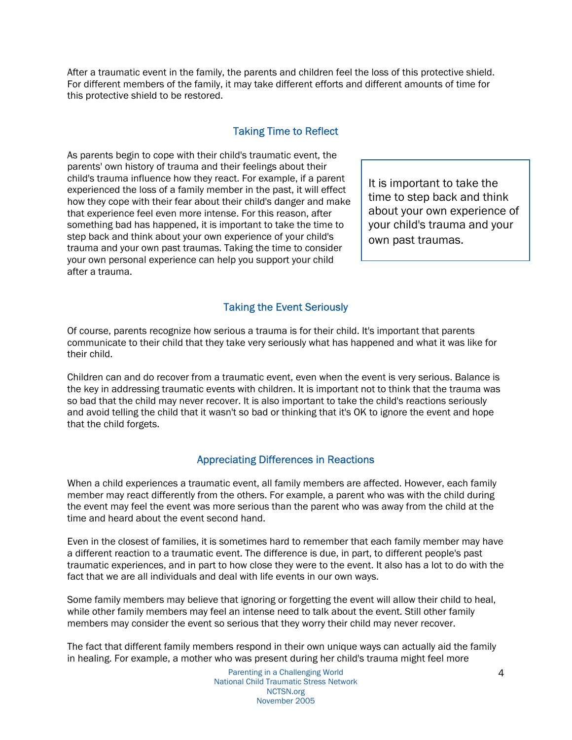After a traumatic event in the family, the parents and children feel the loss of this protective shield. For different members of the family, it may take different efforts and different amounts of time for this protective shield to be restored.

## Taking Time to Reflect

As parents begin to cope with their child's traumatic event, the parents' own history of trauma and their feelings about their child's trauma influence how they react. For example, if a parent experienced the loss of a family member in the past, it will effect how they cope with their fear about their child's danger and make that experience feel even more intense. For this reason, after something bad has happened, it is important to take the time to step back and think about your own experience of your child's trauma and your own past traumas. Taking the time to consider your own personal experience can help you support your child after a trauma.

> It is important to take the time to step back and think about your own experience of your child's trauma and your own past traumas.

## Taking the Event Seriously

Of course, parents recognize how serious a trauma is for their child. It's important that parents communicate to their child that they take very seriously what has happened and what it was like for their child.

Children can and do recover from a traumatic event, even when the event is very serious. Balance is the key in addressing traumatic events with children. It is important not to think that the trauma was so bad that the child may never recover. It is also important to take the child's reactions seriously and avoid telling the child that it wasn't so bad or thinking that it's OK to ignore the event and hope that the child forgets.

## Appreciating Differences in Reactions

When a child experiences a traumatic event, all family members are affected. However, each family member may react differently from the others. For example, a parent who was with the child during the event may feel the event was more serious than the parent who was away from the child at the time and heard about the event second hand.

Even in the closest of families, it is sometimes hard to remember that each family member may have a different reaction to a traumatic event. The difference is due, in part, to different people's past traumatic experiences, and in part to how close they were to the event. It also has a lot to do with the fact that we are all individuals and deal with life events in our own ways.

Some family members may believe that ignoring or forgetting the event will allow their child to heal, while other family members may feel an intense need to talk about the event. Still other family members may consider the event so serious that they worry their child may never recover.

The fact that different family members respond in their own unique ways can actually aid the family in healing. For example, a mother who was present during her child's trauma might feel more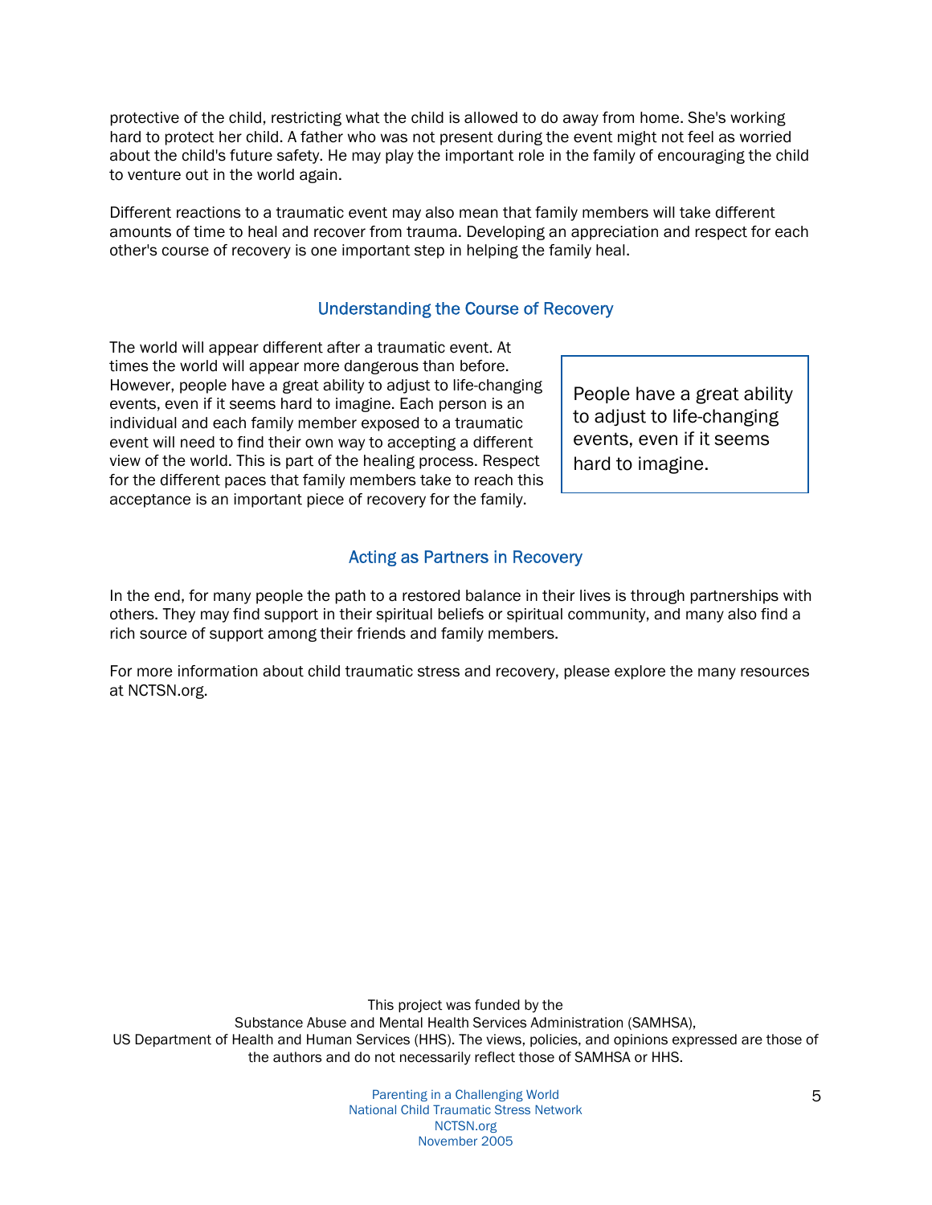protective of the child, restricting what the child is allowed to do away from home. She's working hard to protect her child. A father who was not present during the event might not feel as worried about the child's future safety. He may play the important role in the family of encouraging the child to venture out in the world again.

Different reactions to a traumatic event may also mean that family members will take different amounts of time to heal and recover from trauma. Developing an appreciation and respect for each other's course of recovery is one important step in helping the family heal.

## Understanding the Course of Recovery

The world will appear different after a traumatic event. At times the world will appear more dangerous than before. However, people have a great ability to adjust to life-changing events, even if it seems hard to imagine. Each person is an individual and each family member exposed to a traumatic event will need to find their own way to accepting a different view of the world. This is part of the healing process. Respect for the different paces that family members take to reach this acceptance is an important piece of recovery for the family.

> People have a great ability to adjust to life-changing events, even if it seems hard to imagine.

## Acting as Partners in Recovery

In the end, for many people the path to a restored balance in their lives is through partnerships with others. They may find support in their spiritual beliefs or spiritual community, and many also find a rich source of support among their friends and family members.

For more information about child traumatic stress and recovery, please explore the many resources at NCTSN.org.

This project was funded by the Substance Abuse and Mental Health Services Administration (SAMHSA), US Department of Health and Human Services (HHS). The views, policies, and opinions expressed are those of the authors and do not necessarily reflect those of SAMHSA or HHS.